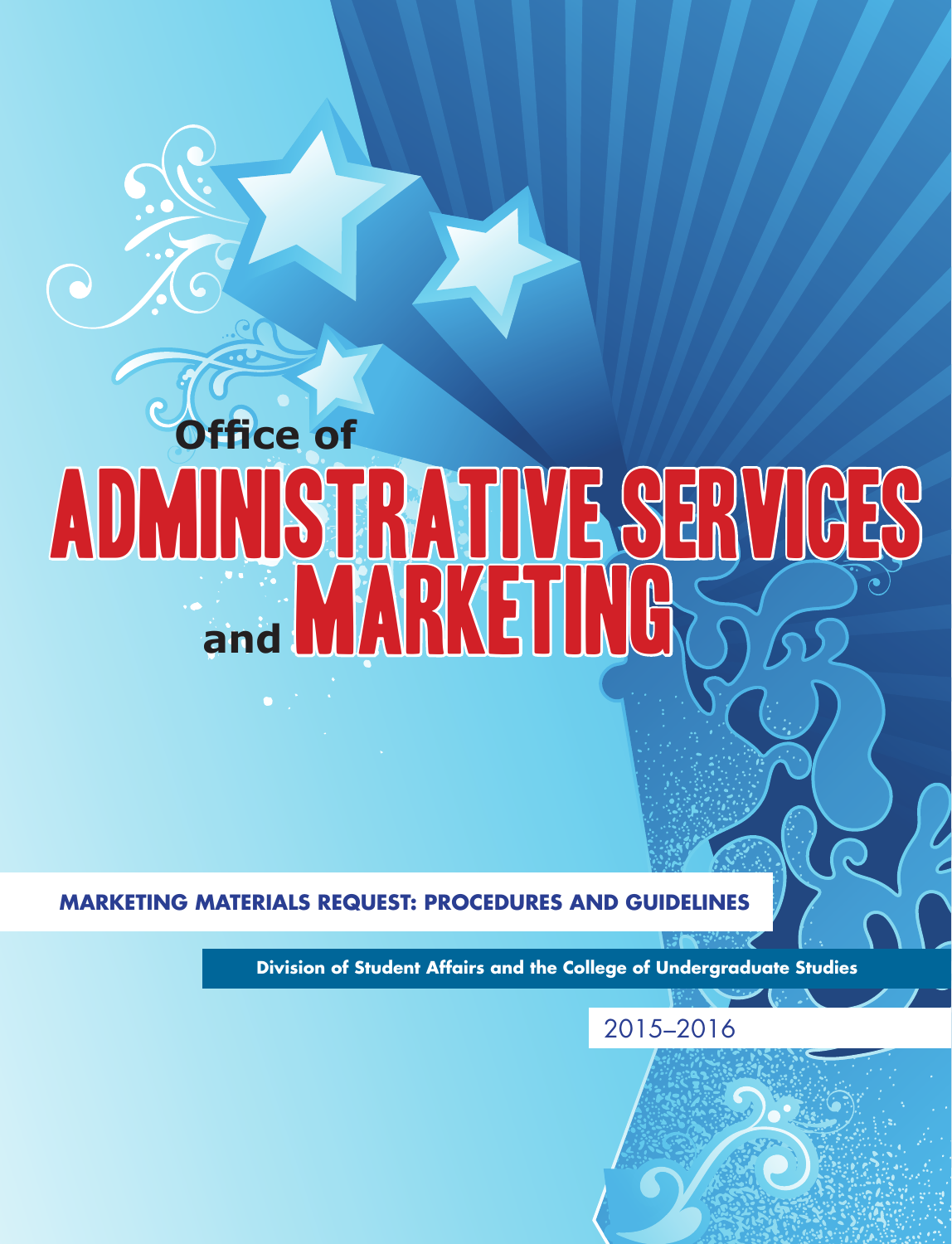# Office of ADMINISTRATIVE SERVICES and MARKETING

**MARKETING MATERIALS REQUEST: PROCEDURES AND GUIDELINES**

**Division of Student Affairs and the College of Undergraduate Studies**

2015–2016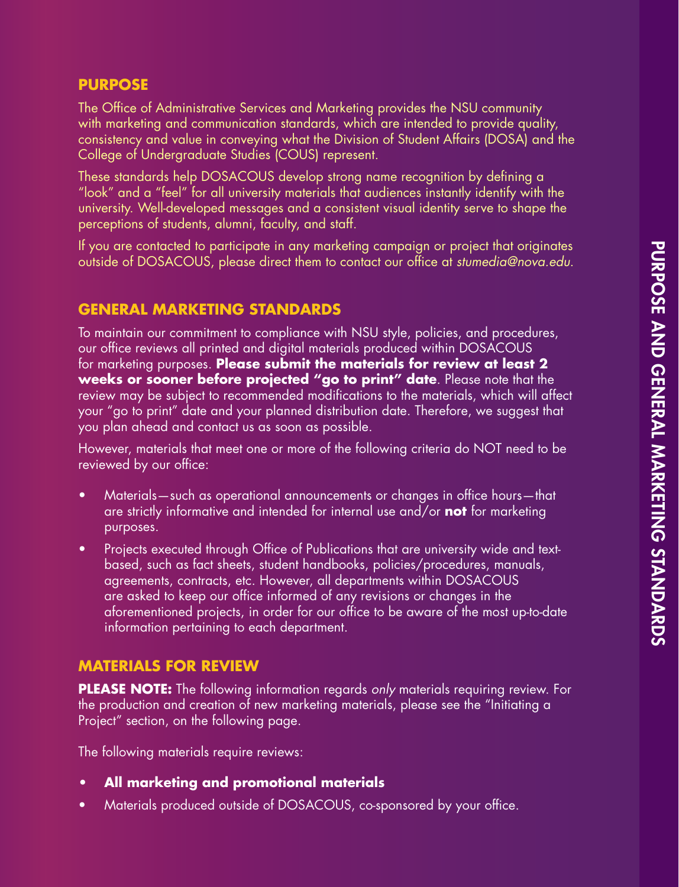## PURPOSE

The Office of Administrative Services and Marketing provides the NSU community with marketing and communication standards, which are intended to provide quality, consistency and value in conveying what the Division of Student Affairs (DOSA) and the College of Undergraduate Studies (COUS) represent.

These standards help DOSACOUS develop strong name recognition by defining a "look" and a "feel" for all university materials that audiences instantly identify with the university. Well-developed messages and a consistent visual identity serve to shape the perceptions of students, alumni, faculty, and staff.

If you are contacted to participate in any marketing campaign or project that originates outside of DOSACOUS, please direct them to contact our office at *stumedia@nova.edu*.

## GENERAL MARKETING STANDARDS

To maintain our commitment to compliance with NSU style, policies, and procedures, our office reviews all printed and digital materials produced within DOSACOUS for marketing purposes. **Please submit the materials for review at least 2 weeks or sooner before projected "go to print" date**. Please note that the review may be subject to recommended modifications to the materials, which will affect your "go to print" date and your planned distribution date. Therefore, we suggest that you plan ahead and contact us as soon as possible.

However, materials that meet one or more of the following criteria do NOT need to be reviewed by our office:

- Materials—such as operational announcements or changes in office hours—that are strictly informative and intended for internal use and/or **not** for marketing purposes.
- Projects executed through Office of Publications that are university wide and text-based, such as fact sheets, student handbooks, policies/procedures, manuals, agreements, contracts, etc. However, all departments within DOSACOUS are asked to keep our office informed of any revisions or changes in the aforementioned projects, in order for our office to be aware of the most up-to-date information pertaining to each department.

## MATERIALS FOR REVIEW

**PLEASE NOTE:** The following information regards *only* materials requiring review. For the production and creation of new marketing materials, please see the "Initiating a Project" section, on the following page.

The following materials require reviews:

- **All marketing and promotional materials**
- Materials produced outside of DOSACOUS, co-sponsored by your office.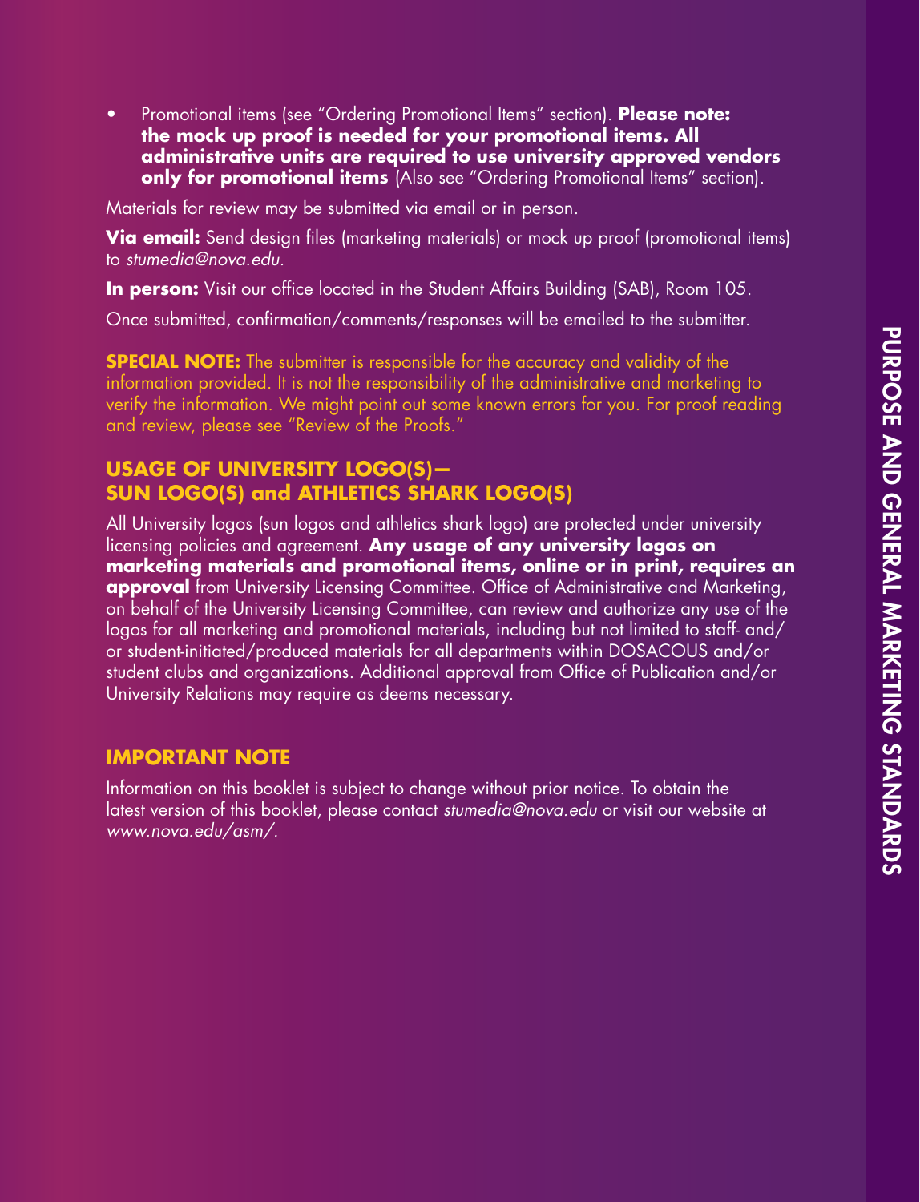- Promotional items (see "Ordering Promotional Items" section). **Please note: the mock up proof is needed for your promotional items. All administrative units are required to use university approved vendors only for promotional items** (Also see "Ordering Promotional Items" section).

Materials for review may be submitted via email or in person.

**Via email:** Send design files (marketing materials) or mock up proof (promotional items) to *stumedia@nova.edu*.

**In person:** Visit our office located in the Student Affairs Building (SAB), Room 105.

Once submitted, confirmation/comments/responses will be emailed to the submitter.

**SPECIAL NOTE:** The submitter is responsible for the accuracy and validity of the information provided. It is not the responsibility of the administrative and marketing to verify the information. We might point out some known errors for you. For proof reading and review, please see "Review of the Proofs."

## USAGE OF UNIVERSITY LOGO(S)— SUN LOGO(S) and ATHLETICS SHARK LOGO(S)

All University logos (sun logos and athletics shark logo) are protected under university licensing policies and agreement. **Any usage of any university logos on marketing materials and promotional items, online or in print, requires an approval** from University Licensing Committee. Office of Administrative and Marketing, on behalf of the University Licensing Committee, can review and authorize any use of the logos for all marketing and promotional materials, including but not limited to staff- and/or student-initiated/produced materials for all departments within DOSACOUS and/or student clubs and organizations. Additional approval from Office of Publication and/or University Relations may require as deems necessary.

## IMPORTANT NOTE

Information on this booklet is subject to change without prior notice. To obtain the latest version of this booklet, please contact *stumedia@nova.edu* or visit our website at *www.nova.edu/asm/*.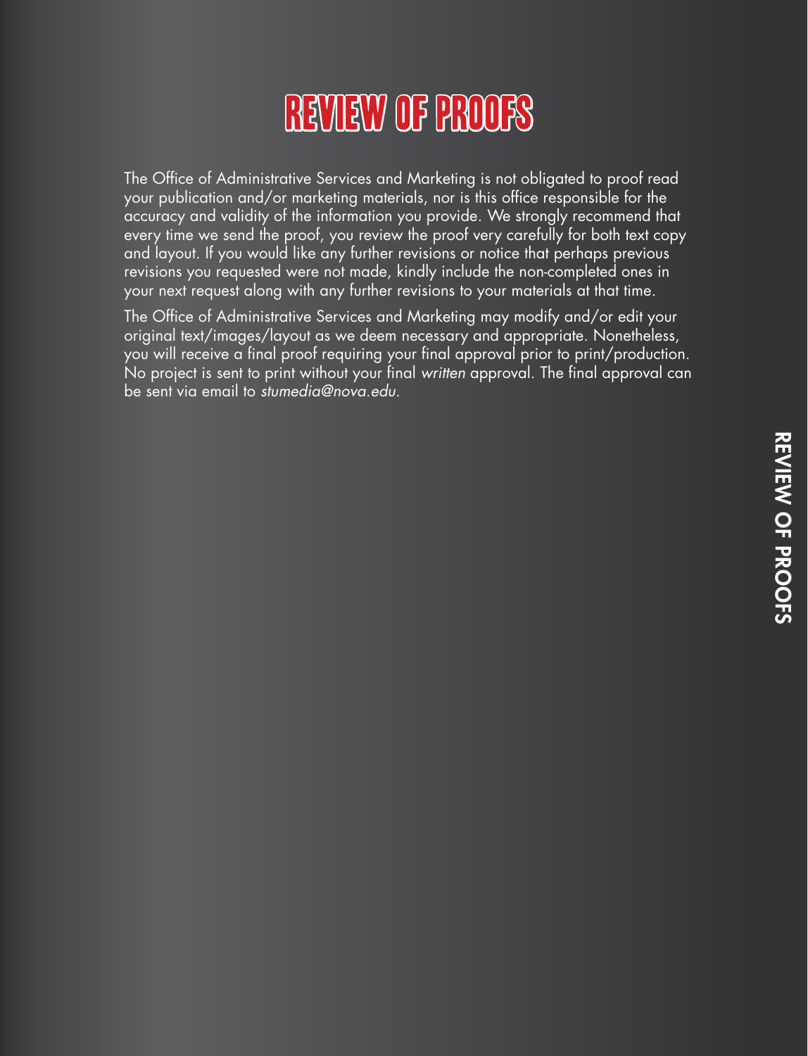# REVIEW OF PROOFS

The Office of Administrative Services and Marketing is not obligated to proof read your publication and/or marketing materials, nor is this office responsible for the accuracy and validity of the information you provide. We strongly recommend that every time we send the proof, you review the proof very carefully for both text copy and layout. If you would like any further revisions or notice that perhaps previous revisions you requested were not made, kindly include the non-completed ones in your next request along with any further revisions to your materials at that time.

The Office of Administrative Services and Marketing may modify and/or edit your original text/images/layout as we deem necessary and appropriate. Nonetheless, you will receive a final proof requiring your final approval prior to print/production. No project is sent to print without your final *written* approval. The final approval can be sent via email to *stumedia@nova.edu*.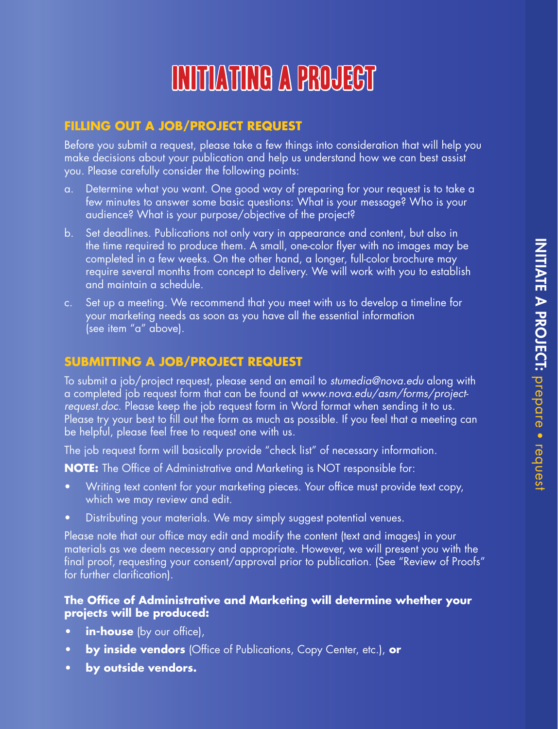# INITIATING A PROJECT

## FILLING OUT A JOB/PROJECT REQUEST

Before you submit a request, please take a few things into consideration that will help you make decisions about your publication and help us understand how we can best assist you. Please carefully consider the following points:

a. Determine what you want. One good way of preparing for your request is to take a few minutes to answer some basic questions: What is your message? Who is your audience? What is your purpose/objective of the project?

b. Set deadlines. Publications not only vary in appearance and content, but also in the time required to produce them. A small, one-color flyer with no images may be completed in a few weeks. On the other hand, a longer, full-color brochure may require several months from concept to delivery. We will work with you to establish and maintain a schedule.

c. Set up a meeting. We recommend that you meet with us to develop a timeline for your marketing needs as soon as you have all the essential information (see item "a" above).

## SUBMITTING A JOB/PROJECT REQUEST

To submit a job/project request, please send an email to *stumedia@nova.edu* along with a completed job request form that can be found at *www.nova.edu/asm/forms/project-request.doc*. Please keep the job request form in Word format when sending it to us. Please try your best to fill out the form as much as possible. If you feel that a meeting can be helpful, please feel free to request one with us.

The job request form will basically provide "check list" of necessary information.

**NOTE:** The Office of Administrative and Marketing is NOT responsible for:

- Writing text content for your marketing pieces. Your office must provide text copy, which we may review and edit.
- Distributing your materials. We may simply suggest potential venues.

Please note that our office may edit and modify the content (text and images) in your materials as we deem necessary and appropriate. However, we will present you with the final proof, requesting your consent/approval prior to publication. (See "Review of Proofs" for further clarification).

**The Office of Administrative and Marketing will determine whether your projects will be produced:**

- **in-house** (by our office),
- **by inside vendors** (Office of Publications, Copy Center, etc.), **or**
- **by outside vendors.**

**INITIATE A PROJECT:** prepare • request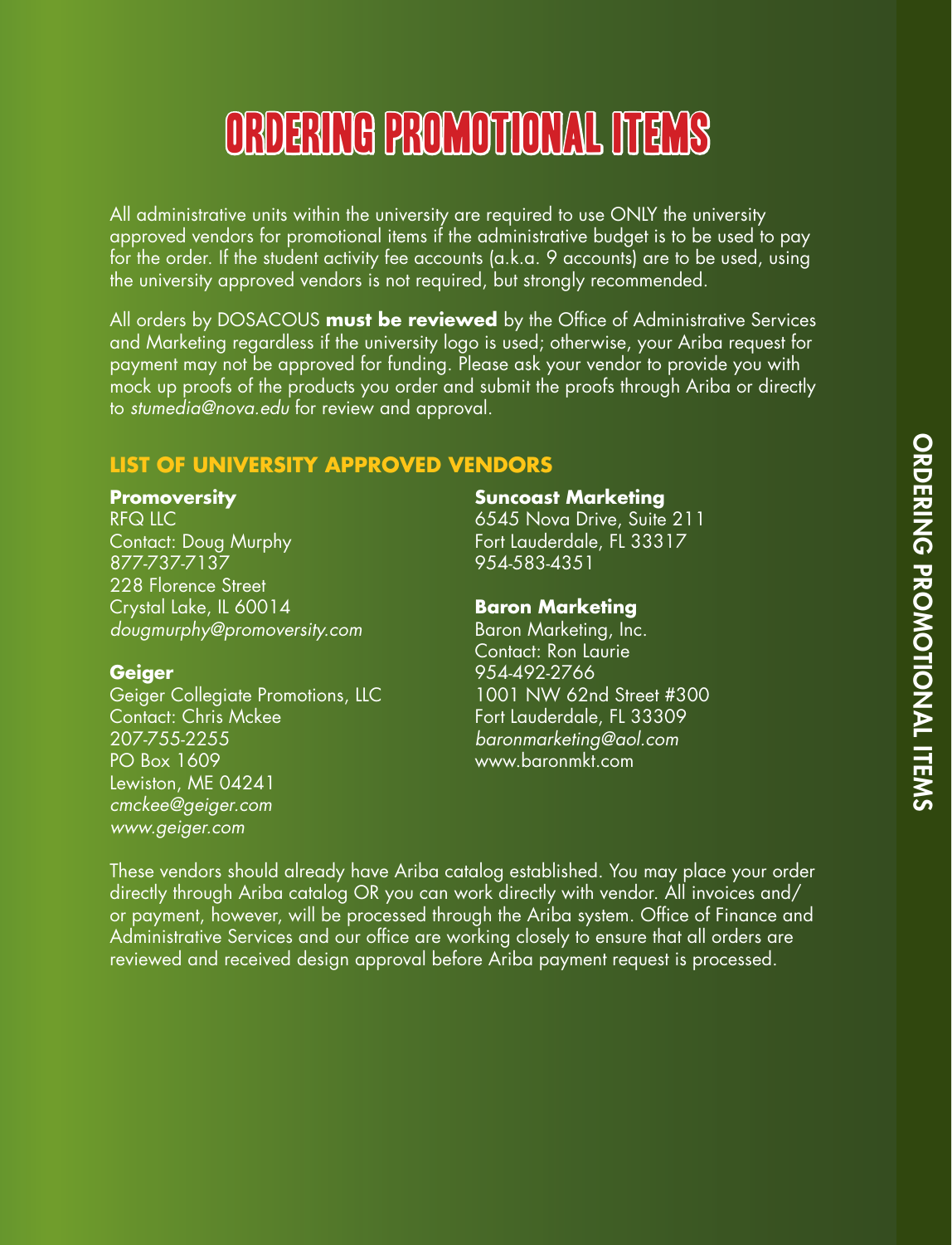# ORDERING PROMOTIONAL ITEMS

All administrative units within the university are required to use ONLY the university approved vendors for promotional items if the administrative budget is to be used to pay for the order. If the student activity fee accounts (a.k.a. 9 accounts) are to be used, using the university approved vendors is not required, but strongly recommended.

All orders by DOSACOUS **must be reviewed** by the Office of Administrative Services and Marketing regardless if the university logo is used; otherwise, your Ariba request for payment may not be approved for funding. Please ask your vendor to provide you with mock up proofs of the products you order and submit the proofs through Ariba or directly to *stumedia@nova.edu* for review and approval.

## LIST OF UNIVERSITY APPROVED VENDORS

**Promoversity**
RFQ LLC
Contact: Doug Murphy
877-737-7137
228 Florence Street
Crystal Lake, IL 60014
*dougmurphy@promoversity.com*

**Geiger**
Geiger Collegiate Promotions, LLC
Contact: Chris Mckee
207-755-2255
PO Box 1609
Lewiston, ME 04241
*cmckee@geiger.com*
*www.geiger.com*

**Suncoast Marketing**
6545 Nova Drive, Suite 211
Fort Lauderdale, FL 33317
954-583-4351

**Baron Marketing**
Baron Marketing, Inc.
Contact: Ron Laurie
954-492-2766
1001 NW 62nd Street #300
Fort Lauderdale, FL 33309
*baronmarketing@aol.com*
www.baronmkt.com

These vendors should already have Ariba catalog established. You may place your order directly through Ariba catalog OR you can work directly with vendor. All invoices and/or payment, however, will be processed through the Ariba system. Office of Finance and Administrative Services and our office are working closely to ensure that all orders are reviewed and received design approval before Ariba payment request is processed.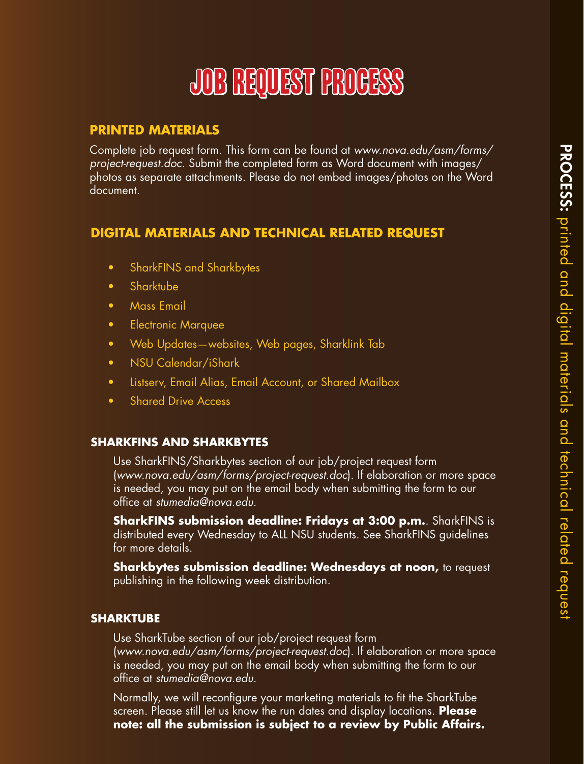# JOB REQUEST PROCESS

## PRINTED MATERIALS

Complete job request form. This form can be found at *www.nova.edu/asm/forms/project-request.doc*. Submit the completed form as Word document with images/photos as separate attachments. Please do not embed images/photos on the Word document.

## DIGITAL MATERIALS AND TECHNICAL RELATED REQUEST

- SharkFINS and Sharkbytes
- Sharktube
- Mass Email
- Electronic Marquee
- Web Updates—websites, Web pages, Sharklink Tab
- NSU Calendar/iShark
- Listserv, Email Alias, Email Account, or Shared Mailbox
- Shared Drive Access

### SHARKFINS AND SHARKBYTES

Use SharkFINS/Sharkbytes section of our job/project request form (*www.nova.edu/asm/forms/project-request.doc*). If elaboration or more space is needed, you may put on the email body when submitting the form to our office at *stumedia@nova.edu*.

**SharkFINS submission deadline: Fridays at 3:00 p.m.**. SharkFINS is distributed every Wednesday to ALL NSU students. See SharkFINS guidelines for more details.

**Sharkbytes submission deadline: Wednesdays at noon,** to request publishing in the following week distribution.

### SHARKTUBE

Use SharkTube section of our job/project request form (*www.nova.edu/asm/forms/project-request.doc*). If elaboration or more space is needed, you may put on the email body when submitting the form to our office at *stumedia@nova.edu*.

Normally, we will reconfigure your marketing materials to fit the SharkTube screen. Please still let us know the run dates and display locations. **Please note: all the submission is subject to a review by Public Affairs.**

**PROCESS:** printed and digital materials and technical related request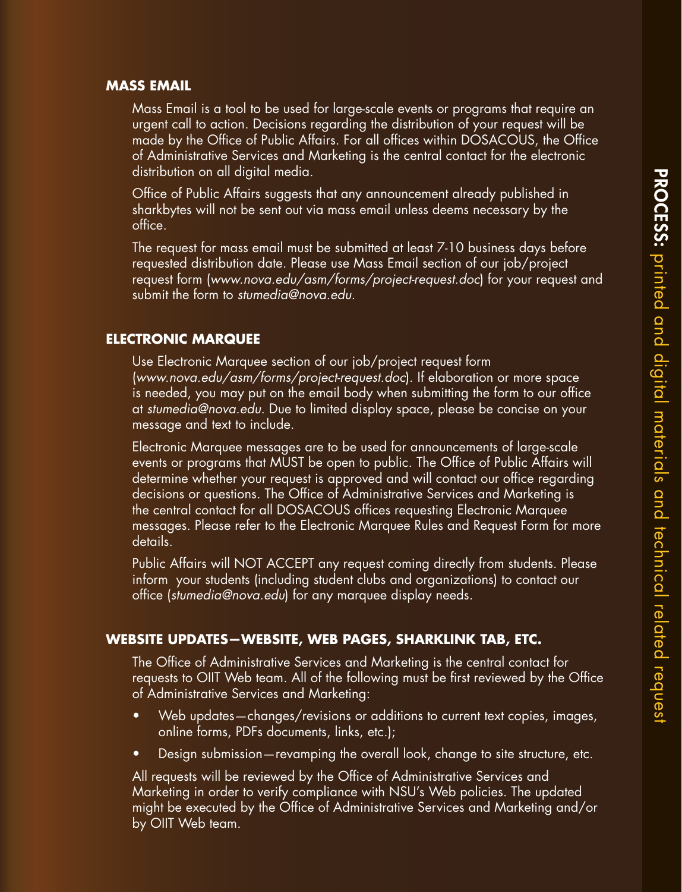## MASS EMAIL

Mass Email is a tool to be used for large-scale events or programs that require an urgent call to action. Decisions regarding the distribution of your request will be made by the Office of Public Affairs. For all offices within DOSACOUS, the Office of Administrative Services and Marketing is the central contact for the electronic distribution on all digital media.

Office of Public Affairs suggests that any announcement already published in sharkbytes will not be sent out via mass email unless deems necessary by the office.

The request for mass email must be submitted at least 7-10 business days before requested distribution date. Please use Mass Email section of our job/project request form (*www.nova.edu/asm/forms/project-request.doc*) for your request and submit the form to *stumedia@nova.edu*.

## ELECTRONIC MARQUEE

Use Electronic Marquee section of our job/project request form (*www.nova.edu/asm/forms/project-request.doc*). If elaboration or more space is needed, you may put on the email body when submitting the form to our office at *stumedia@nova.edu*. Due to limited display space, please be concise on your message and text to include.

Electronic Marquee messages are to be used for announcements of large-scale events or programs that MUST be open to public. The Office of Public Affairs will determine whether your request is approved and will contact our office regarding decisions or questions. The Office of Administrative Services and Marketing is the central contact for all DOSACOUS offices requesting Electronic Marquee messages. Please refer to the Electronic Marquee Rules and Request Form for more details.

Public Affairs will NOT ACCEPT any request coming directly from students. Please inform your students (including student clubs and organizations) to contact our office (*stumedia@nova.edu*) for any marquee display needs.

## WEBSITE UPDATES—WEBSITE, WEB PAGES, SHARKLINK TAB, ETC.

The Office of Administrative Services and Marketing is the central contact for requests to OIIT Web team. All of the following must be first reviewed by the Office of Administrative Services and Marketing:

- Web updates—changes/revisions or additions to current text copies, images, online forms, PDFs documents, links, etc.);
- Design submission—revamping the overall look, change to site structure, etc.

All requests will be reviewed by the Office of Administrative Services and Marketing in order to verify compliance with NSU's Web policies. The updated might be executed by the Office of Administrative Services and Marketing and/or by OIIT Web team.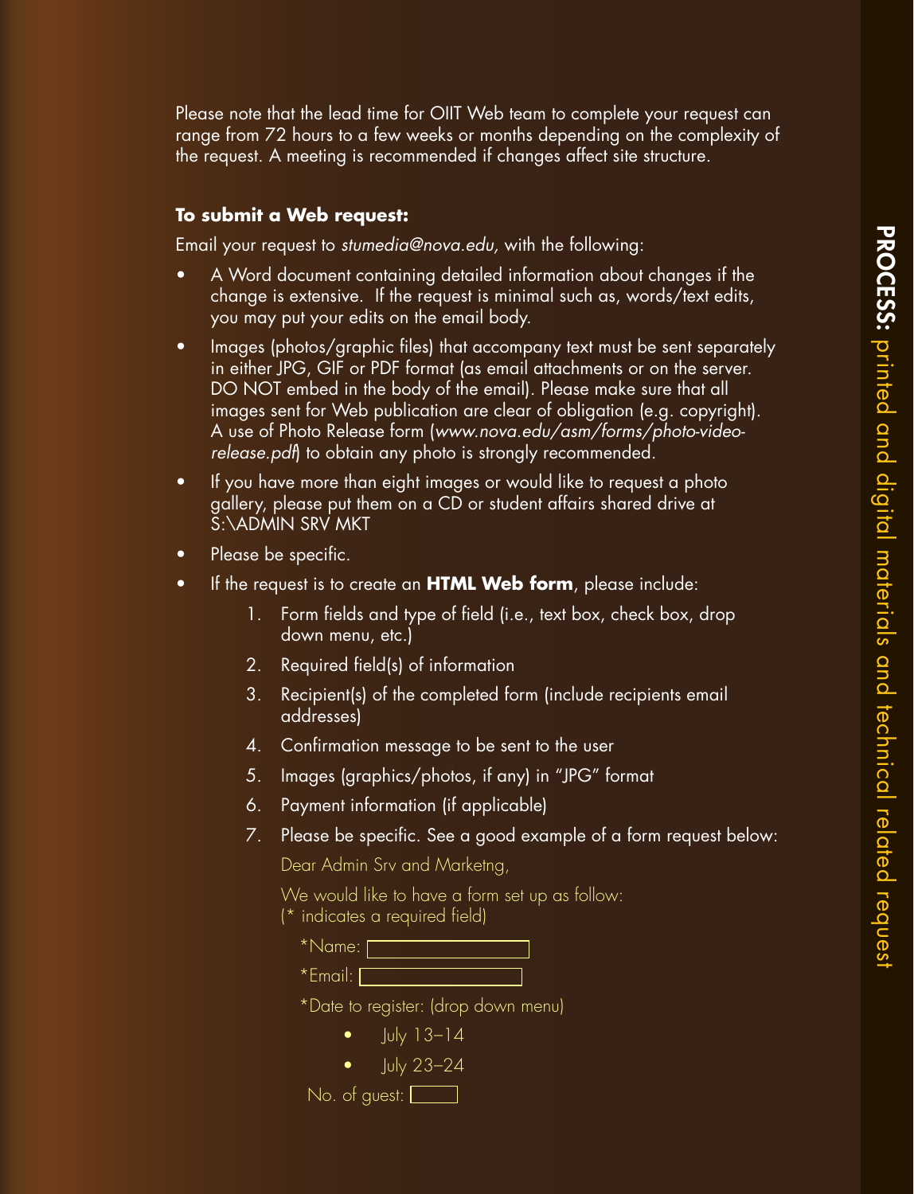Please note that the lead time for OIIT Web team to complete your request can range from 72 hours to a few weeks or months depending on the complexity of the request. A meeting is recommended if changes affect site structure.

**To submit a Web request:**

Email your request to *stumedia@nova.edu,* with the following:

- A Word document containing detailed information about changes if the change is extensive. If the request is minimal such as, words/text edits, you may put your edits on the email body.
- Images (photos/graphic files) that accompany text must be sent separately in either JPG, GIF or PDF format (as email attachments or on the server. DO NOT embed in the body of the email). Please make sure that all images sent for Web publication are clear of obligation (e.g. copyright). A use of Photo Release form (*www.nova.edu/asm/forms/photo-video-release.pdf*) to obtain any photo is strongly recommended.
- If you have more than eight images or would like to request a photo gallery, please put them on a CD or student affairs shared drive at S:\ADMIN SRV MKT
- Please be specific.
- If the request is to create an **HTML Web form**, please include:
  1. Form fields and type of field (i.e., text box, check box, drop down menu, etc.)
  2. Required field(s) of information
  3. Recipient(s) of the completed form (include recipients email addresses)
  4. Confirmation message to be sent to the user
  5. Images (graphics/photos, if any) in "JPG" format
  6. Payment information (if applicable)
  7. Please be specific. See a good example of a form request below:

     Dear Admin Srv and Marketng,

     We would like to have a form set up as follow:
     (* indicates a required field)

     *Name: [ ]

     *Email: [ ]

     *Date to register: (drop down menu)

     - July 13–14
     - July 23–24

     No. of guest: [ ]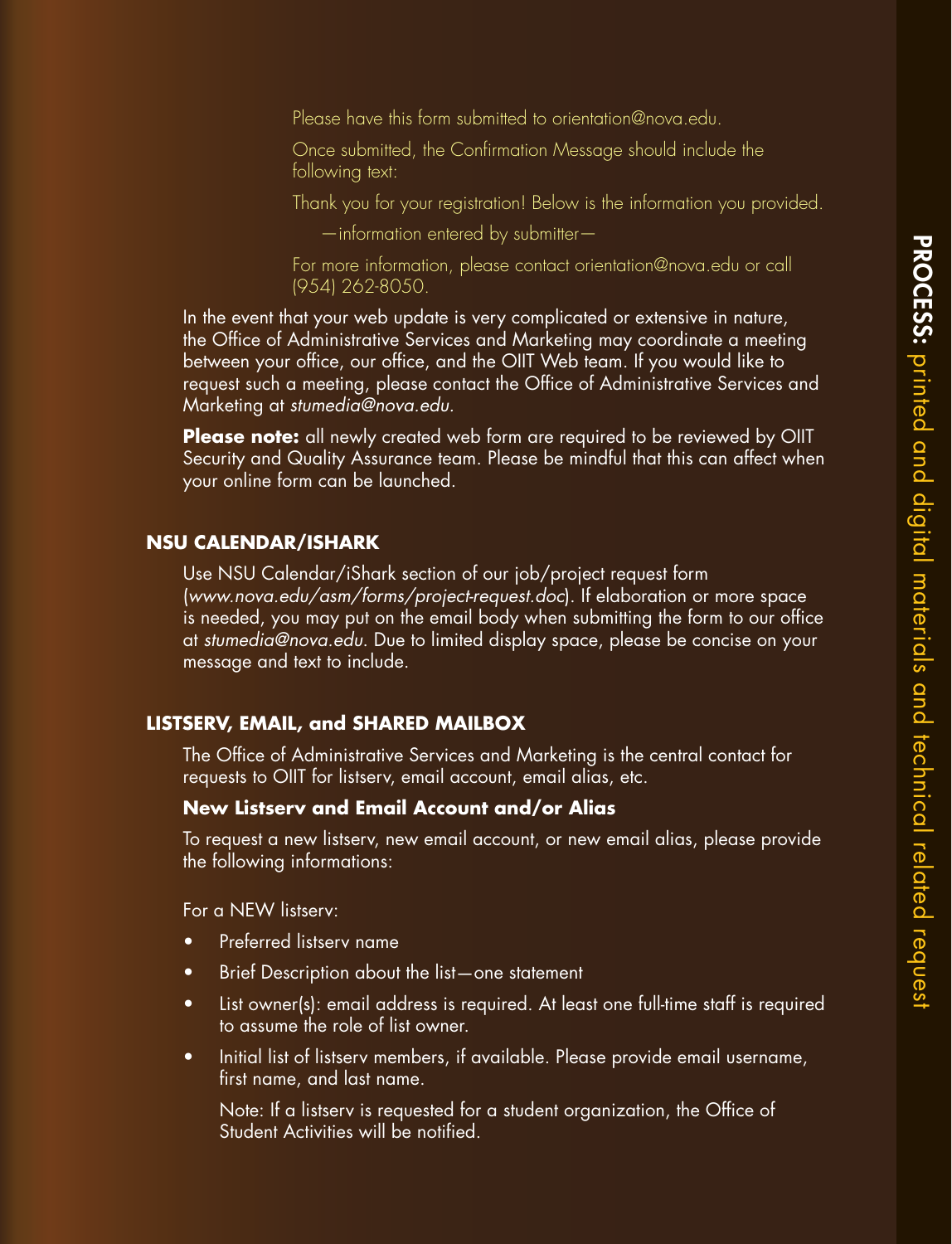Please have this form submitted to orientation@nova.edu.

Once submitted, the Confirmation Message should include the following text:

Thank you for your registration! Below is the information you provided.

—information entered by submitter—

For more information, please contact orientation@nova.edu or call (954) 262-8050.

In the event that your web update is very complicated or extensive in nature, the Office of Administrative Services and Marketing may coordinate a meeting between your office, our office, and the OIIT Web team. If you would like to request such a meeting, please contact the Office of Administrative Services and Marketing at *stumedia@nova.edu.*

**Please note:** all newly created web form are required to be reviewed by OIIT Security and Quality Assurance team. Please be mindful that this can affect when your online form can be launched.

## NSU CALENDAR/ISHARK

Use NSU Calendar/iShark section of our job/project request form (*www.nova.edu/asm/forms/project-request.doc*). If elaboration or more space is needed, you may put on the email body when submitting the form to our office at *stumedia@nova.edu*. Due to limited display space, please be concise on your message and text to include.

## LISTSERV, EMAIL, and SHARED MAILBOX

The Office of Administrative Services and Marketing is the central contact for requests to OIIT for listserv, email account, email alias, etc.

### New Listserv and Email Account and/or Alias

To request a new listserv, new email account, or new email alias, please provide the following informations:

For a NEW listserv:

- Preferred listserv name
- Brief Description about the list—one statement
- List owner(s): email address is required. At least one full-time staff is required to assume the role of list owner.
- Initial list of listserv members, if available. Please provide email username, first name, and last name.

  Note: If a listserv is requested for a student organization, the Office of Student Activities will be notified.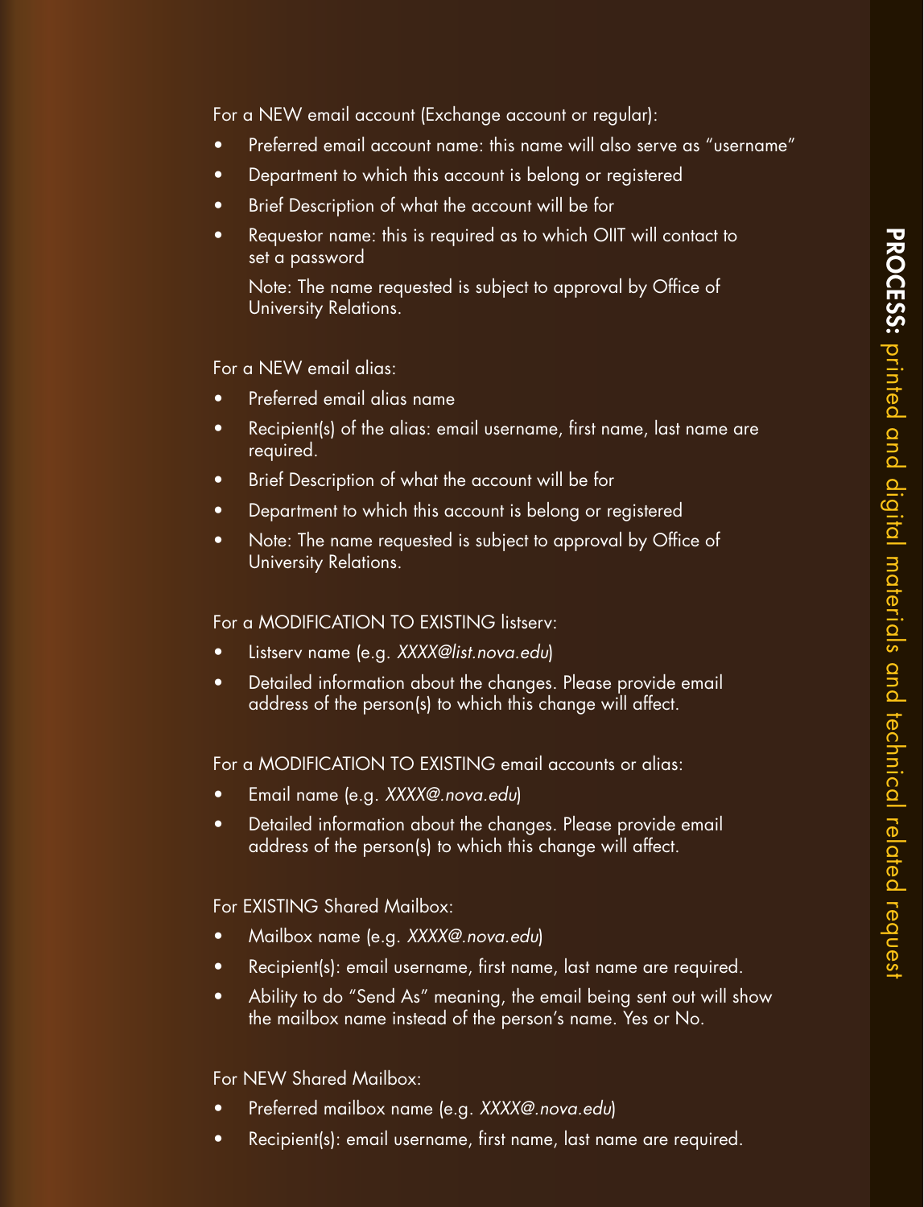For a NEW email account (Exchange account or regular):

- Preferred email account name: this name will also serve as "username"
- Department to which this account is belong or registered
- Brief Description of what the account will be for
- Requestor name: this is required as to which OIIT will contact to set a password

  Note: The name requested is subject to approval by Office of University Relations.

For a NEW email alias:

- Preferred email alias name
- Recipient(s) of the alias: email username, first name, last name are required.
- Brief Description of what the account will be for
- Department to which this account is belong or registered
- Note: The name requested is subject to approval by Office of University Relations.

For a MODIFICATION TO EXISTING listserv:

- Listserv name (e.g. *XXXX@list.nova.edu*)
- Detailed information about the changes. Please provide email address of the person(s) to which this change will affect.

For a MODIFICATION TO EXISTING email accounts or alias:

- Email name (e.g. *XXXX@.nova.edu*)
- Detailed information about the changes. Please provide email address of the person(s) to which this change will affect.

For EXISTING Shared Mailbox:

- Mailbox name (e.g. *XXXX@.nova.edu*)
- Recipient(s): email username, first name, last name are required.
- Ability to do "Send As" meaning, the email being sent out will show the mailbox name instead of the person's name. Yes or No.

For NEW Shared Mailbox:

- Preferred mailbox name (e.g. *XXXX@.nova.edu*)
- Recipient(s): email username, first name, last name are required.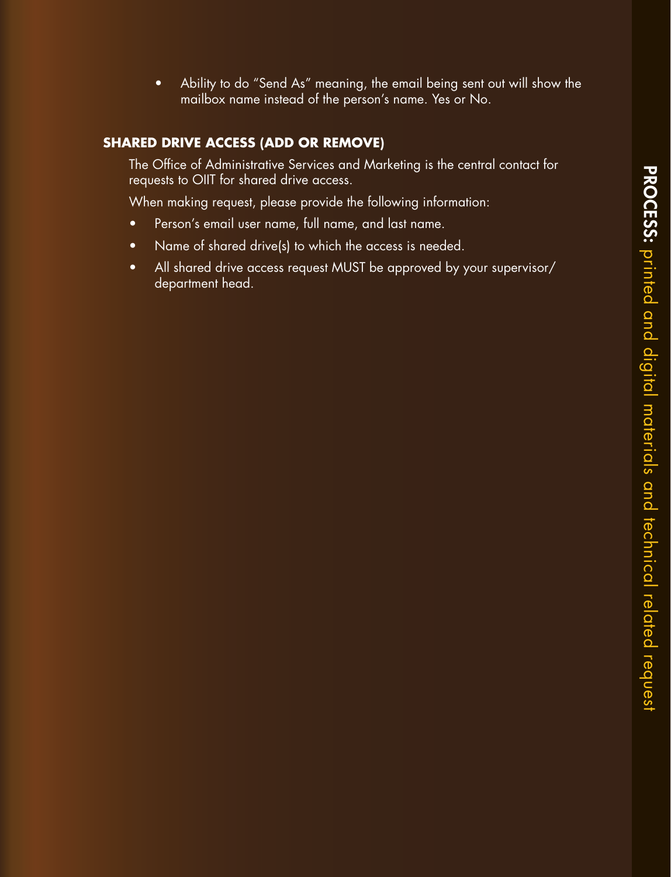- Ability to do "Send As" meaning, the email being sent out will show the mailbox name instead of the person's name. Yes or No.

## SHARED DRIVE ACCESS (ADD OR REMOVE)

The Office of Administrative Services and Marketing is the central contact for requests to OIIT for shared drive access.

When making request, please provide the following information:

- Person's email user name, full name, and last name.
- Name of shared drive(s) to which the access is needed.
- All shared drive access request MUST be approved by your supervisor/ department head.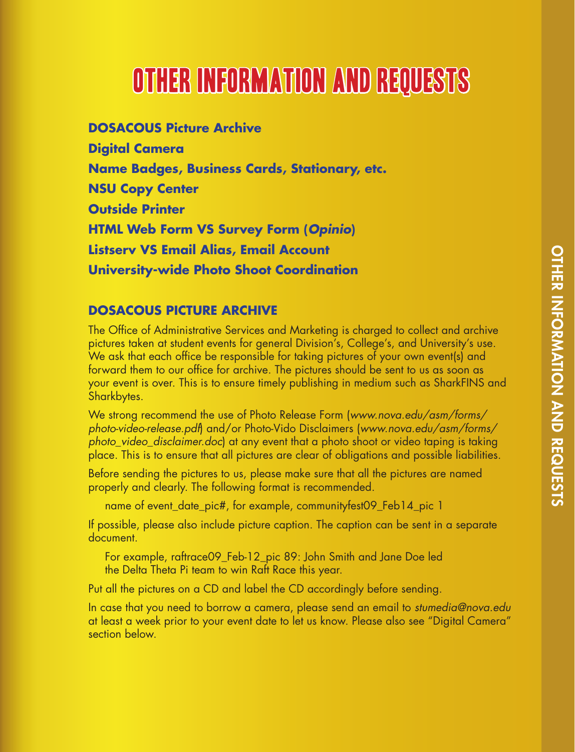# OTHER INFORMATION AND REQUESTS

**DOSACOUS Picture Archive**

**Digital Camera**

**Name Badges, Business Cards, Stationary, etc.**

**NSU Copy Center**

**Outside Printer**

**HTML Web Form VS Survey Form (*Opinio*)**

**Listserv VS Email Alias, Email Account**

**University-wide Photo Shoot Coordination**

## DOSACOUS PICTURE ARCHIVE

The Office of Administrative Services and Marketing is charged to collect and archive pictures taken at student events for general Division's, College's, and University's use. We ask that each office be responsible for taking pictures of your own event(s) and forward them to our office for archive. The pictures should be sent to us as soon as your event is over. This is to ensure timely publishing in medium such as SharkFINS and Sharkbytes.

We strong recommend the use of Photo Release Form (*www.nova.edu/asm/forms/photo-video-release.pdf*) and/or Photo-Vido Disclaimers (*www.nova.edu/asm/forms/photo_video_disclaimer.doc*) at any event that a photo shoot or video taping is taking place. This is to ensure that all pictures are clear of obligations and possible liabilities.

Before sending the pictures to us, please make sure that all the pictures are named properly and clearly. The following format is recommended.

name of event_date_pic#, for example, communityfest09_Feb14_pic 1

If possible, please also include picture caption. The caption can be sent in a separate document.

For example, raftrace09_Feb-12_pic 89: John Smith and Jane Doe led the Delta Theta Pi team to win Raft Race this year.

Put all the pictures on a CD and label the CD accordingly before sending.

In case that you need to borrow a camera, please send an email to *stumedia@nova.edu* at least a week prior to your event date to let us know. Please also see "Digital Camera" section below.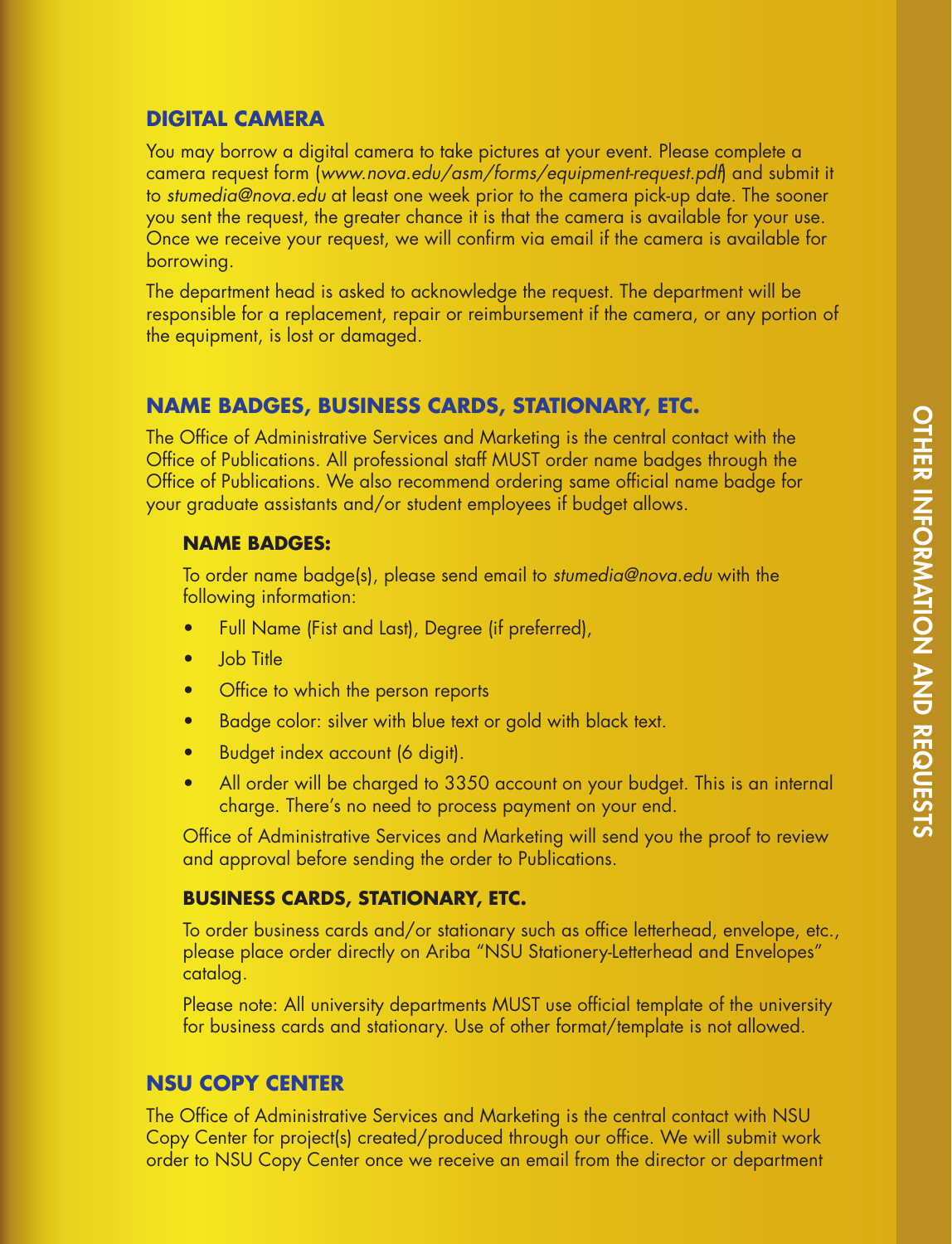## DIGITAL CAMERA

You may borrow a digital camera to take pictures at your event. Please complete a camera request form (*www.nova.edu/asm/forms/equipment-request.pdf*) and submit it to *stumedia@nova.edu* at least one week prior to the camera pick-up date. The sooner you sent the request, the greater chance it is that the camera is available for your use. Once we receive your request, we will confirm via email if the camera is available for borrowing.

The department head is asked to acknowledge the request. The department will be responsible for a replacement, repair or reimbursement if the camera, or any portion of the equipment, is lost or damaged.

## NAME BADGES, BUSINESS CARDS, STATIONARY, ETC.

The Office of Administrative Services and Marketing is the central contact with the Office of Publications. All professional staff MUST order name badges through the Office of Publications. We also recommend ordering same official name badge for your graduate assistants and/or student employees if budget allows.

### NAME BADGES:

To order name badge(s), please send email to *stumedia@nova.edu* with the following information:

- Full Name (Fist and Last), Degree (if preferred),
- Job Title
- Office to which the person reports
- Badge color: silver with blue text or gold with black text.
- Budget index account (6 digit).
- All order will be charged to 3350 account on your budget. This is an internal charge. There's no need to process payment on your end.

Office of Administrative Services and Marketing will send you the proof to review and approval before sending the order to Publications.

### BUSINESS CARDS, STATIONARY, ETC.

To order business cards and/or stationary such as office letterhead, envelope, etc., please place order directly on Ariba "NSU Stationery-Letterhead and Envelopes" catalog.

Please note: All university departments MUST use official template of the university for business cards and stationary. Use of other format/template is not allowed.

## NSU COPY CENTER

The Office of Administrative Services and Marketing is the central contact with NSU Copy Center for project(s) created/produced through our office. We will submit work order to NSU Copy Center once we receive an email from the director or department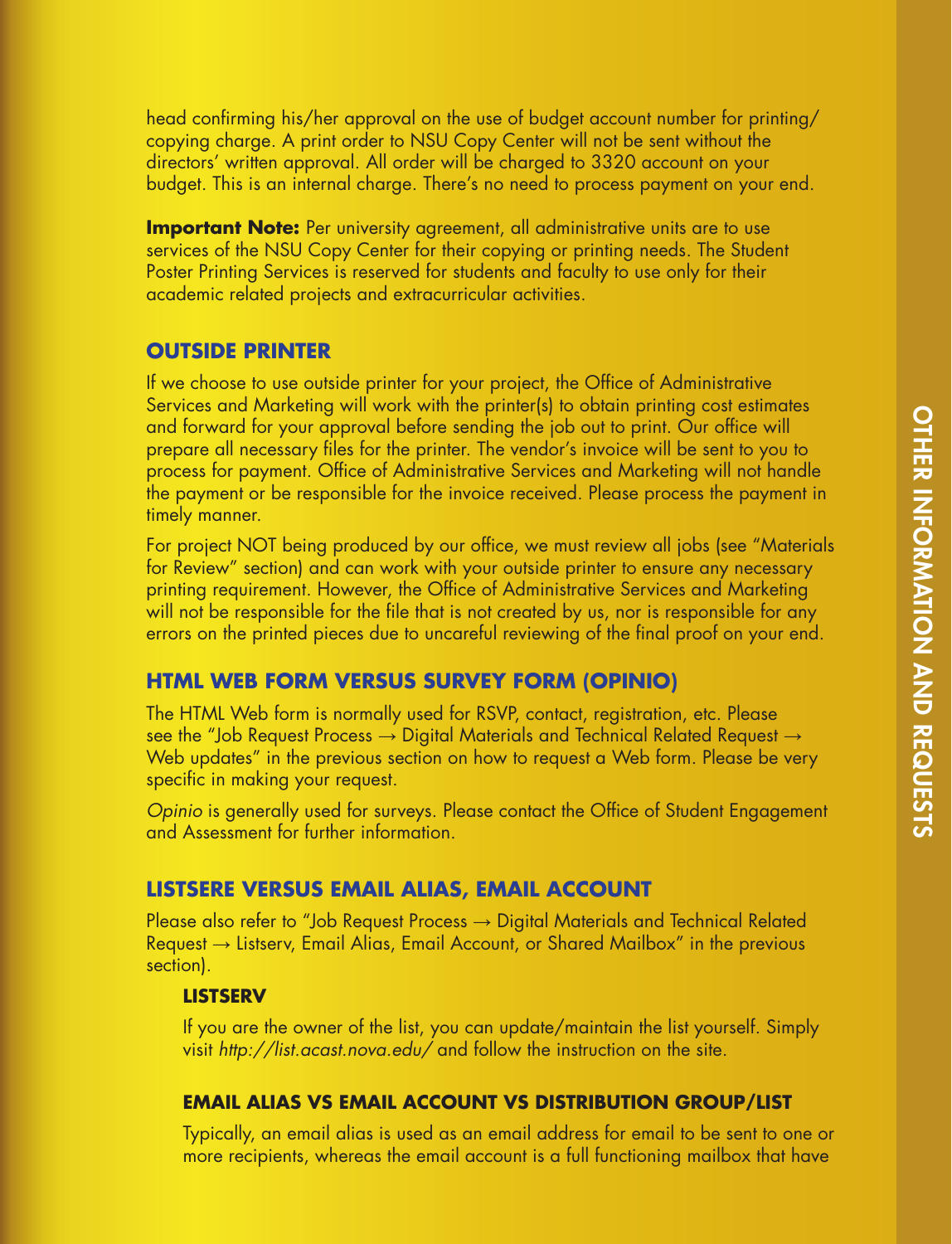head confirming his/her approval on the use of budget account number for printing/copying charge. A print order to NSU Copy Center will not be sent without the directors' written approval. All order will be charged to 3320 account on your budget. This is an internal charge. There's no need to process payment on your end.

**Important Note:** Per university agreement, all administrative units are to use services of the NSU Copy Center for their copying or printing needs. The Student Poster Printing Services is reserved for students and faculty to use only for their academic related projects and extracurricular activities.

## OUTSIDE PRINTER

If we choose to use outside printer for your project, the Office of Administrative Services and Marketing will work with the printer(s) to obtain printing cost estimates and forward for your approval before sending the job out to print. Our office will prepare all necessary files for the printer. The vendor's invoice will be sent to you to process for payment. Office of Administrative Services and Marketing will not handle the payment or be responsible for the invoice received. Please process the payment in timely manner.

For project NOT being produced by our office, we must review all jobs (see "Materials for Review" section) and can work with your outside printer to ensure any necessary printing requirement. However, the Office of Administrative Services and Marketing will not be responsible for the file that is not created by us, nor is responsible for any errors on the printed pieces due to uncareful reviewing of the final proof on your end.

## HTML WEB FORM VERSUS SURVEY FORM (OPINIO)

The HTML Web form is normally used for RSVP, contact, registration, etc. Please see the "Job Request Process → Digital Materials and Technical Related Request → Web updates" in the previous section on how to request a Web form. Please be very specific in making your request.

*Opinio* is generally used for surveys. Please contact the Office of Student Engagement and Assessment for further information.

## LISTSERE VERSUS EMAIL ALIAS, EMAIL ACCOUNT

Please also refer to "Job Request Process → Digital Materials and Technical Related Request → Listserv, Email Alias, Email Account, or Shared Mailbox" in the previous section).

### LISTSERV

If you are the owner of the list, you can update/maintain the list yourself. Simply visit *http://list.acast.nova.edu/* and follow the instruction on the site.

### EMAIL ALIAS VS EMAIL ACCOUNT VS DISTRIBUTION GROUP/LIST

Typically, an email alias is used as an email address for email to be sent to one or more recipients, whereas the email account is a full functioning mailbox that have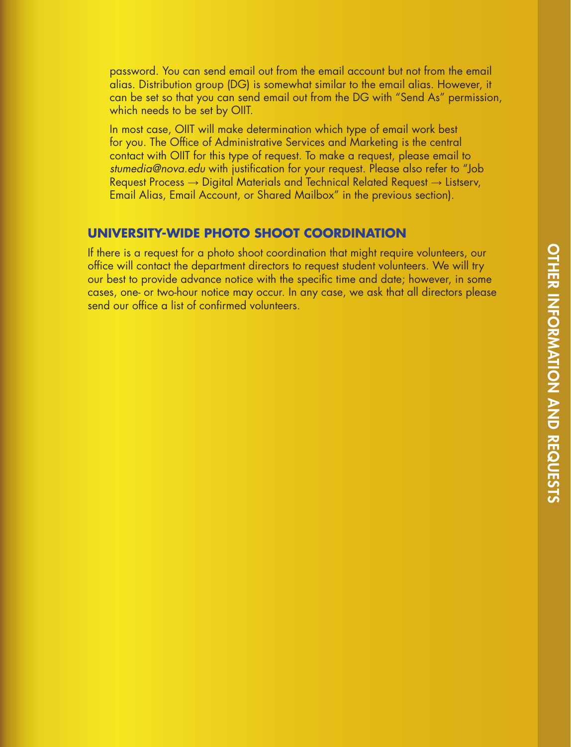password. You can send email out from the email account but not from the email alias. Distribution group (DG) is somewhat similar to the email alias. However, it can be set so that you can send email out from the DG with "Send As" permission, which needs to be set by OIIT.

In most case, OIIT will make determination which type of email work best for you. The Office of Administrative Services and Marketing is the central contact with OIIT for this type of request. To make a request, please email to *stumedia@nova.edu* with justification for your request. Please also refer to "Job Request Process → Digital Materials and Technical Related Request → Listserv, Email Alias, Email Account, or Shared Mailbox" in the previous section).

## UNIVERSITY-WIDE PHOTO SHOOT COORDINATION

If there is a request for a photo shoot coordination that might require volunteers, our office will contact the department directors to request student volunteers. We will try our best to provide advance notice with the specific time and date; however, in some cases, one- or two-hour notice may occur. In any case, we ask that all directors please send our office a list of confirmed volunteers.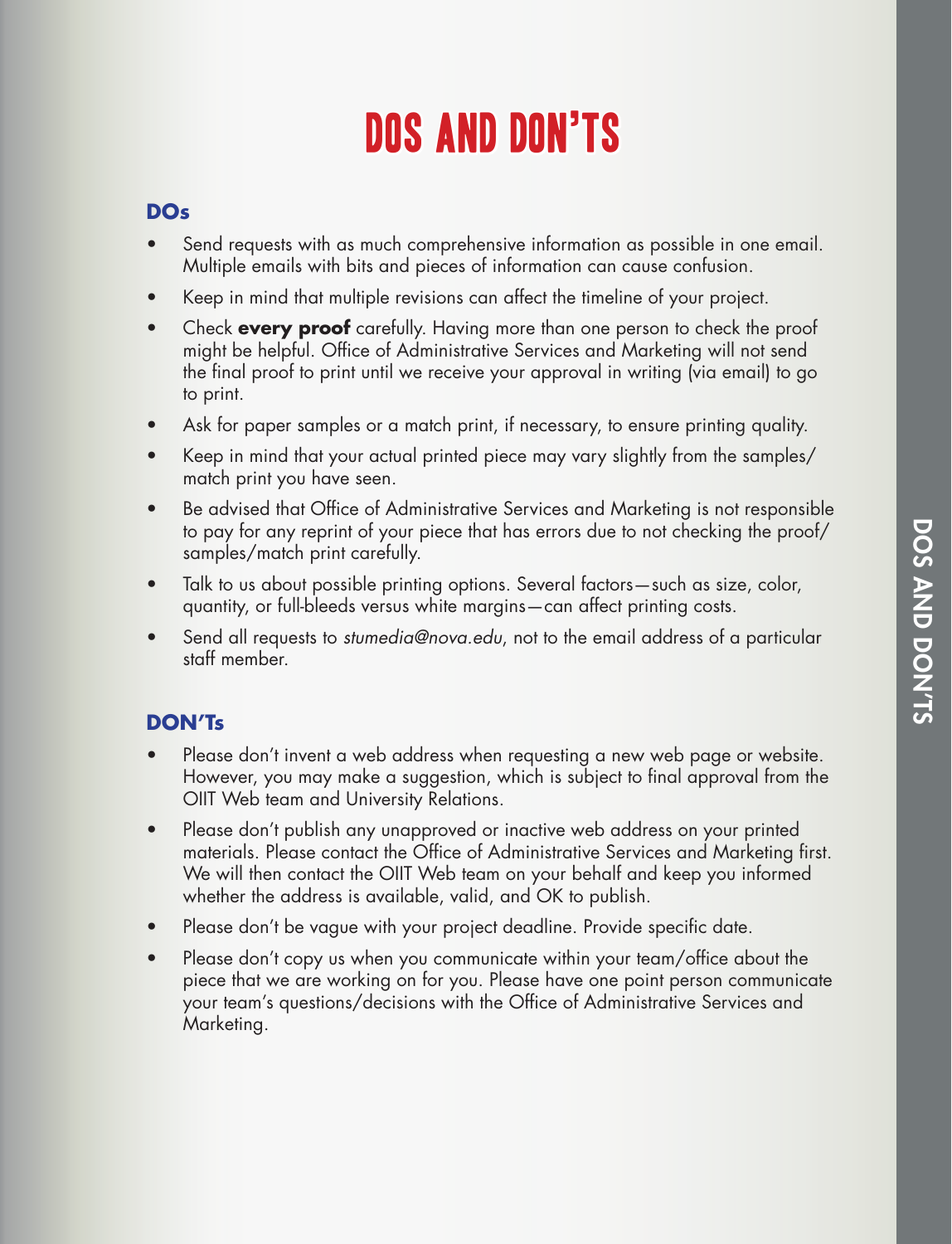# DOS AND DON'TS

## DOs

- Send requests with as much comprehensive information as possible in one email. Multiple emails with bits and pieces of information can cause confusion.
- Keep in mind that multiple revisions can affect the timeline of your project.
- Check **every proof** carefully. Having more than one person to check the proof might be helpful. Office of Administrative Services and Marketing will not send the final proof to print until we receive your approval in writing (via email) to go to print.
- Ask for paper samples or a match print, if necessary, to ensure printing quality.
- Keep in mind that your actual printed piece may vary slightly from the samples/match print you have seen.
- Be advised that Office of Administrative Services and Marketing is not responsible to pay for any reprint of your piece that has errors due to not checking the proof/samples/match print carefully.
- Talk to us about possible printing options. Several factors—such as size, color, quantity, or full-bleeds versus white margins—can affect printing costs.
- Send all requests to *stumedia@nova.edu*, not to the email address of a particular staff member.

## DON'Ts

- Please don't invent a web address when requesting a new web page or website. However, you may make a suggestion, which is subject to final approval from the OIIT Web team and University Relations.
- Please don't publish any unapproved or inactive web address on your printed materials. Please contact the Office of Administrative Services and Marketing first. We will then contact the OIIT Web team on your behalf and keep you informed whether the address is available, valid, and OK to publish.
- Please don't be vague with your project deadline. Provide specific date.
- Please don't copy us when you communicate within your team/office about the piece that we are working on for you. Please have one point person communicate your team's questions/decisions with the Office of Administrative Services and Marketing.